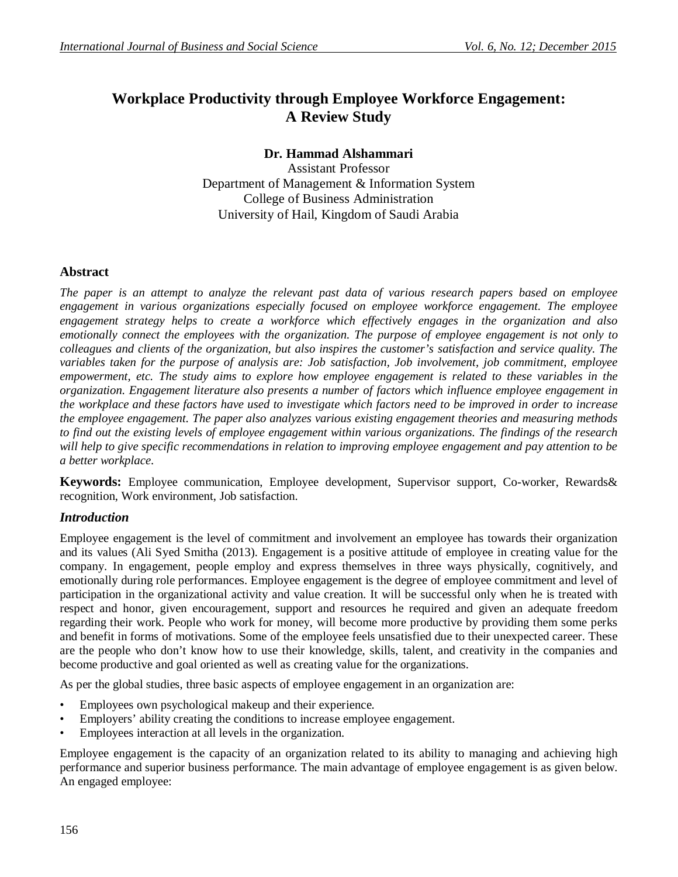# Workplace Productivity through Employee Workforce Engagement: A Review Study

**Dr. Hammad Alshammari**
Assistant Professor
Department of Management & Information System
College of Business Administration
University of Hail, Kingdom of Saudi Arabia

## Abstract

*The paper is an attempt to analyze the relevant past data of various research papers based on employee engagement in various organizations especially focused on employee workforce engagement. The employee engagement strategy helps to create a workforce which effectively engages in the organization and also emotionally connect the employees with the organization. The purpose of employee engagement is not only to colleagues and clients of the organization, but also inspires the customer's satisfaction and service quality. The variables taken for the purpose of analysis are: Job satisfaction, Job involvement, job commitment, employee empowerment, etc. The study aims to explore how employee engagement is related to these variables in the organization. Engagement literature also presents a number of factors which influence employee engagement in the workplace and these factors have used to investigate which factors need to be improved in order to increase the employee engagement. The paper also analyzes various existing engagement theories and measuring methods to find out the existing levels of employee engagement within various organizations. The findings of the research will help to give specific recommendations in relation to improving employee engagement and pay attention to be a better workplace.*

**Keywords:** Employee communication, Employee development, Supervisor support, Co-worker, Rewards& recognition, Work environment, Job satisfaction.

## *Introduction*

Employee engagement is the level of commitment and involvement an employee has towards their organization and its values (Ali Syed Smitha (2013). Engagement is a positive attitude of employee in creating value for the company. In engagement, people employ and express themselves in three ways physically, cognitively, and emotionally during role performances. Employee engagement is the degree of employee commitment and level of participation in the organizational activity and value creation. It will be successful only when he is treated with respect and honor, given encouragement, support and resources he required and given an adequate freedom regarding their work. People who work for money, will become more productive by providing them some perks and benefit in forms of motivations. Some of the employee feels unsatisfied due to their unexpected career. These are the people who don't know how to use their knowledge, skills, talent, and creativity in the companies and become productive and goal oriented as well as creating value for the organizations.

As per the global studies, three basic aspects of employee engagement in an organization are:

- Employees own psychological makeup and their experience.
- Employers' ability creating the conditions to increase employee engagement.
- Employees interaction at all levels in the organization.

Employee engagement is the capacity of an organization related to its ability to managing and achieving high performance and superior business performance. The main advantage of employee engagement is as given below. An engaged employee: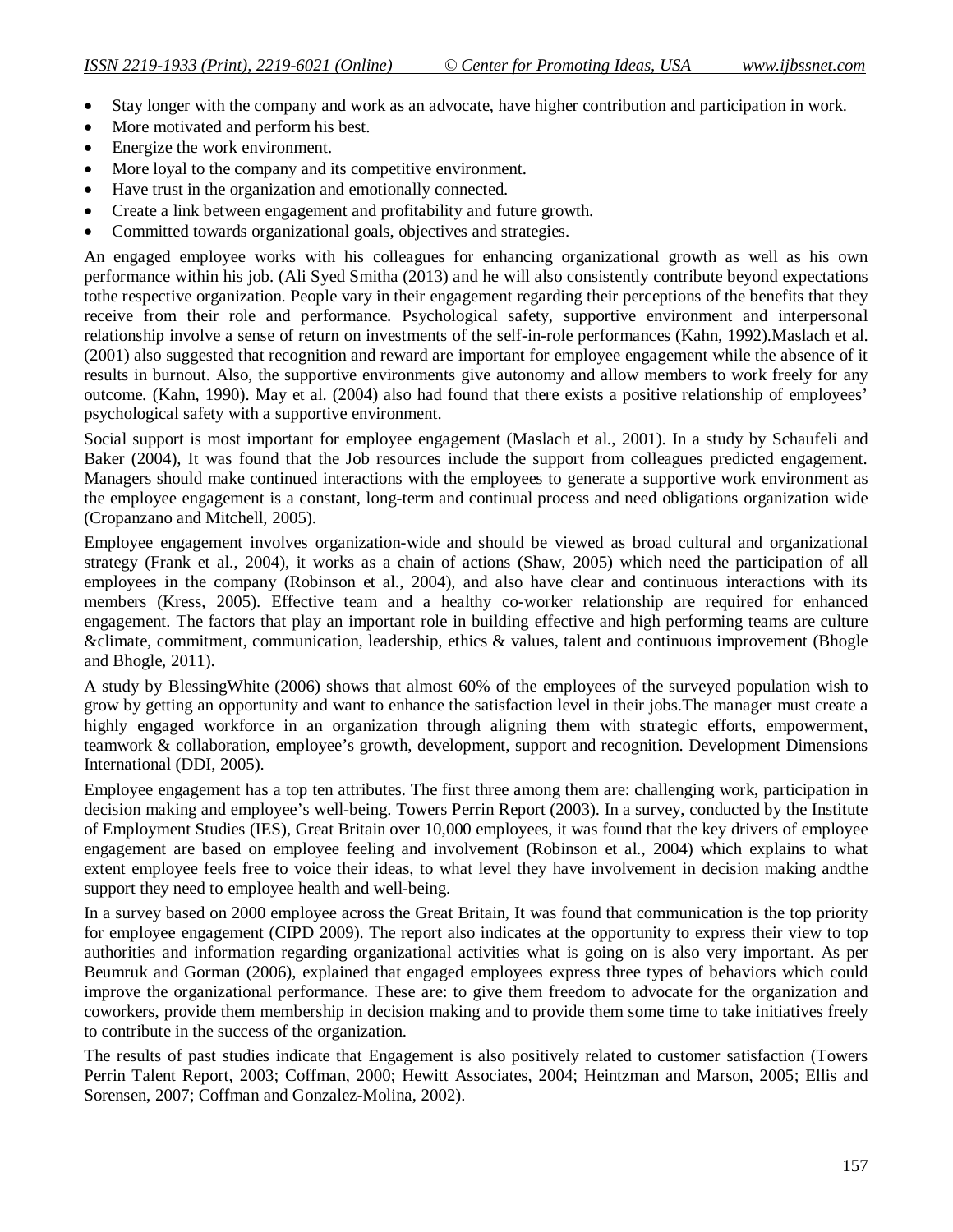- Stay longer with the company and work as an advocate, have higher contribution and participation in work.
- More motivated and perform his best.
- Energize the work environment.
- More loyal to the company and its competitive environment.
- Have trust in the organization and emotionally connected.
- Create a link between engagement and profitability and future growth.
- Committed towards organizational goals, objectives and strategies.

An engaged employee works with his colleagues for enhancing organizational growth as well as his own performance within his job. (Ali Syed Smitha (2013) and he will also consistently contribute beyond expectations tothe respective organization. People vary in their engagement regarding their perceptions of the benefits that they receive from their role and performance. Psychological safety, supportive environment and interpersonal relationship involve a sense of return on investments of the self-in-role performances (Kahn, 1992).Maslach et al. (2001) also suggested that recognition and reward are important for employee engagement while the absence of it results in burnout. Also, the supportive environments give autonomy and allow members to work freely for any outcome. (Kahn, 1990). May et al. (2004) also had found that there exists a positive relationship of employees' psychological safety with a supportive environment.

Social support is most important for employee engagement (Maslach et al., 2001). In a study by Schaufeli and Baker (2004), It was found that the Job resources include the support from colleagues predicted engagement. Managers should make continued interactions with the employees to generate a supportive work environment as the employee engagement is a constant, long-term and continual process and need obligations organization wide (Cropanzano and Mitchell, 2005).

Employee engagement involves organization-wide and should be viewed as broad cultural and organizational strategy (Frank et al., 2004), it works as a chain of actions (Shaw, 2005) which need the participation of all employees in the company (Robinson et al., 2004), and also have clear and continuous interactions with its members (Kress, 2005). Effective team and a healthy co-worker relationship are required for enhanced engagement. The factors that play an important role in building effective and high performing teams are culture &climate, commitment, communication, leadership, ethics & values, talent and continuous improvement (Bhogle and Bhogle, 2011).

A study by BlessingWhite (2006) shows that almost 60% of the employees of the surveyed population wish to grow by getting an opportunity and want to enhance the satisfaction level in their jobs.The manager must create a highly engaged workforce in an organization through aligning them with strategic efforts, empowerment, teamwork & collaboration, employee's growth, development, support and recognition. Development Dimensions International (DDI, 2005).

Employee engagement has a top ten attributes. The first three among them are: challenging work, participation in decision making and employee's well-being. Towers Perrin Report (2003). In a survey, conducted by the Institute of Employment Studies (IES), Great Britain over 10,000 employees, it was found that the key drivers of employee engagement are based on employee feeling and involvement (Robinson et al., 2004) which explains to what extent employee feels free to voice their ideas, to what level they have involvement in decision making andthe support they need to employee health and well-being.

In a survey based on 2000 employee across the Great Britain, It was found that communication is the top priority for employee engagement (CIPD 2009). The report also indicates at the opportunity to express their view to top authorities and information regarding organizational activities what is going on is also very important. As per Beumruk and Gorman (2006), explained that engaged employees express three types of behaviors which could improve the organizational performance. These are: to give them freedom to advocate for the organization and coworkers, provide them membership in decision making and to provide them some time to take initiatives freely to contribute in the success of the organization.

The results of past studies indicate that Engagement is also positively related to customer satisfaction (Towers Perrin Talent Report, 2003; Coffman, 2000; Hewitt Associates, 2004; Heintzman and Marson, 2005; Ellis and Sorensen, 2007; Coffman and Gonzalez-Molina, 2002).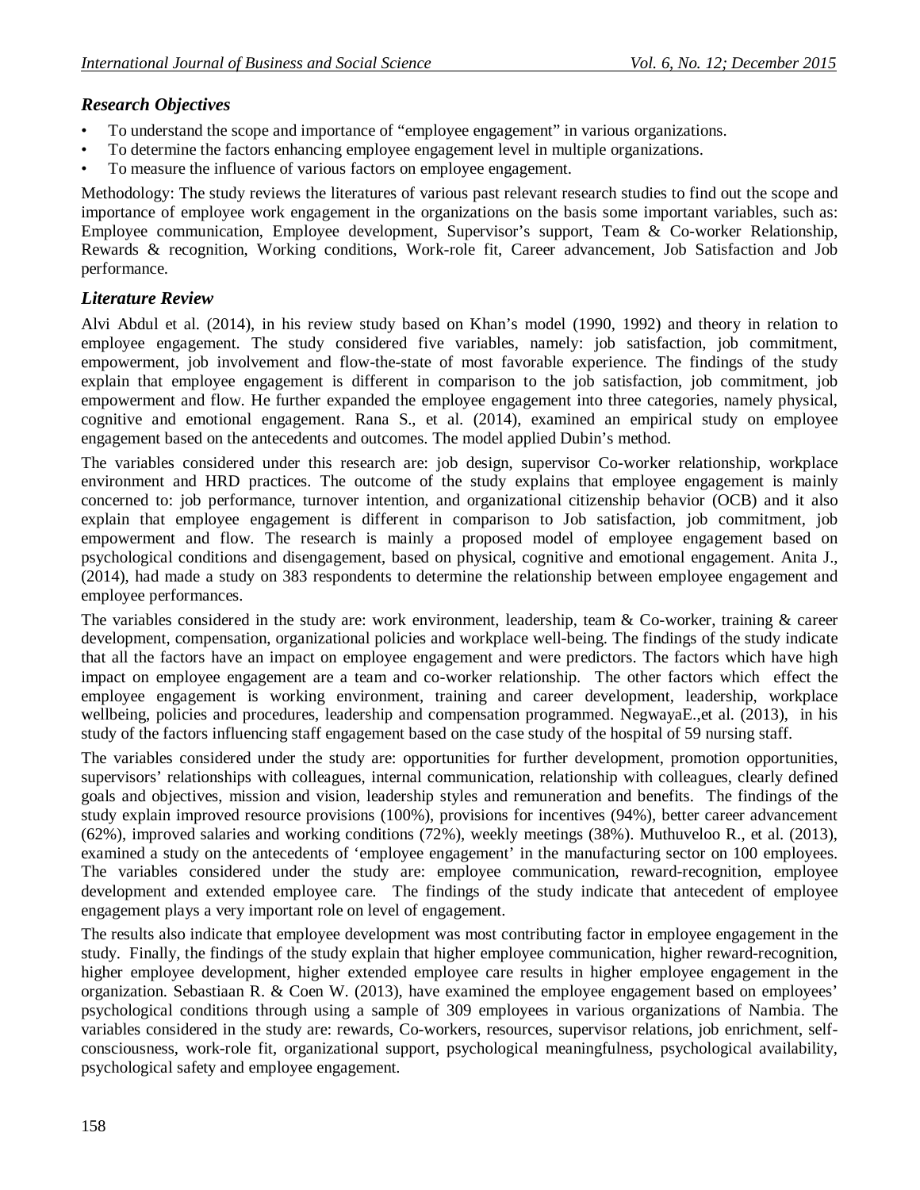### *Research Objectives*

- To understand the scope and importance of "employee engagement" in various organizations.
- To determine the factors enhancing employee engagement level in multiple organizations.
- To measure the influence of various factors on employee engagement.

Methodology: The study reviews the literatures of various past relevant research studies to find out the scope and importance of employee work engagement in the organizations on the basis some important variables, such as: Employee communication, Employee development, Supervisor's support, Team & Co-worker Relationship, Rewards & recognition, Working conditions, Work-role fit, Career advancement, Job Satisfaction and Job performance.

### *Literature Review*

Alvi Abdul et al. (2014), in his review study based on Khan's model (1990, 1992) and theory in relation to employee engagement. The study considered five variables, namely: job satisfaction, job commitment, empowerment, job involvement and flow-the-state of most favorable experience. The findings of the study explain that employee engagement is different in comparison to the job satisfaction, job commitment, job empowerment and flow. He further expanded the employee engagement into three categories, namely physical, cognitive and emotional engagement. Rana S., et al. (2014), examined an empirical study on employee engagement based on the antecedents and outcomes. The model applied Dubin's method.

The variables considered under this research are: job design, supervisor Co-worker relationship, workplace environment and HRD practices. The outcome of the study explains that employee engagement is mainly concerned to: job performance, turnover intention, and organizational citizenship behavior (OCB) and it also explain that employee engagement is different in comparison to Job satisfaction, job commitment, job empowerment and flow. The research is mainly a proposed model of employee engagement based on psychological conditions and disengagement, based on physical, cognitive and emotional engagement. Anita J., (2014), had made a study on 383 respondents to determine the relationship between employee engagement and employee performances.

The variables considered in the study are: work environment, leadership, team & Co-worker, training & career development, compensation, organizational policies and workplace well-being. The findings of the study indicate that all the factors have an impact on employee engagement and were predictors. The factors which have high impact on employee engagement are a team and co-worker relationship. The other factors which effect the employee engagement is working environment, training and career development, leadership, workplace wellbeing, policies and procedures, leadership and compensation programmed. NegwayaE.,et al. (2013), in his study of the factors influencing staff engagement based on the case study of the hospital of 59 nursing staff.

The variables considered under the study are: opportunities for further development, promotion opportunities, supervisors' relationships with colleagues, internal communication, relationship with colleagues, clearly defined goals and objectives, mission and vision, leadership styles and remuneration and benefits. The findings of the study explain improved resource provisions (100%), provisions for incentives (94%), better career advancement (62%), improved salaries and working conditions (72%), weekly meetings (38%). Muthuveloo R., et al. (2013), examined a study on the antecedents of 'employee engagement' in the manufacturing sector on 100 employees. The variables considered under the study are: employee communication, reward-recognition, employee development and extended employee care. The findings of the study indicate that antecedent of employee engagement plays a very important role on level of engagement.

The results also indicate that employee development was most contributing factor in employee engagement in the study. Finally, the findings of the study explain that higher employee communication, higher reward-recognition, higher employee development, higher extended employee care results in higher employee engagement in the organization. Sebastiaan R. & Coen W. (2013), have examined the employee engagement based on employees' psychological conditions through using a sample of 309 employees in various organizations of Nambia. The variables considered in the study are: rewards, Co-workers, resources, supervisor relations, job enrichment, self-consciousness, work-role fit, organizational support, psychological meaningfulness, psychological availability, psychological safety and employee engagement.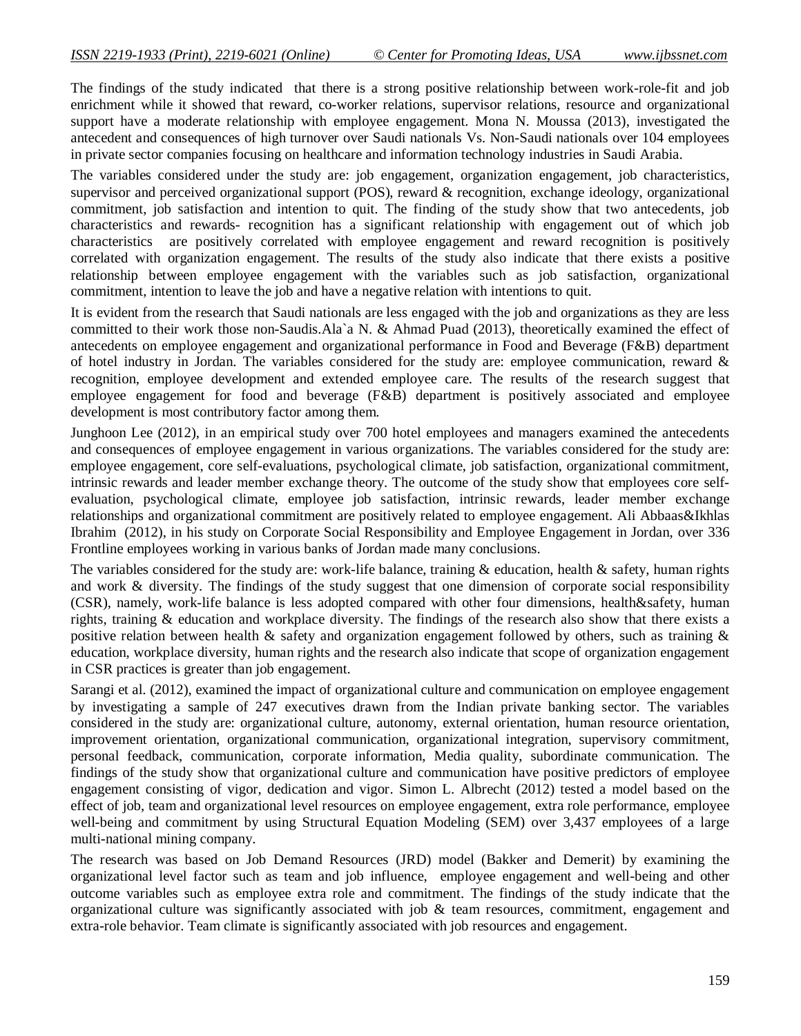The findings of the study indicated that there is a strong positive relationship between work-role-fit and job enrichment while it showed that reward, co-worker relations, supervisor relations, resource and organizational support have a moderate relationship with employee engagement. Mona N. Moussa (2013), investigated the antecedent and consequences of high turnover over Saudi nationals Vs. Non-Saudi nationals over 104 employees in private sector companies focusing on healthcare and information technology industries in Saudi Arabia.

The variables considered under the study are: job engagement, organization engagement, job characteristics, supervisor and perceived organizational support (POS), reward & recognition, exchange ideology, organizational commitment, job satisfaction and intention to quit. The finding of the study show that two antecedents, job characteristics and rewards- recognition has a significant relationship with engagement out of which job characteristics are positively correlated with employee engagement and reward recognition is positively correlated with organization engagement. The results of the study also indicate that there exists a positive relationship between employee engagement with the variables such as job satisfaction, organizational commitment, intention to leave the job and have a negative relation with intentions to quit.

It is evident from the research that Saudi nationals are less engaged with the job and organizations as they are less committed to their work those non-Saudis.Ala`a N. & Ahmad Puad (2013), theoretically examined the effect of antecedents on employee engagement and organizational performance in Food and Beverage (F&B) department of hotel industry in Jordan. The variables considered for the study are: employee communication, reward & recognition, employee development and extended employee care. The results of the research suggest that employee engagement for food and beverage (F&B) department is positively associated and employee development is most contributory factor among them.

Junghoon Lee (2012), in an empirical study over 700 hotel employees and managers examined the antecedents and consequences of employee engagement in various organizations. The variables considered for the study are: employee engagement, core self-evaluations, psychological climate, job satisfaction, organizational commitment, intrinsic rewards and leader member exchange theory. The outcome of the study show that employees core self-evaluation, psychological climate, employee job satisfaction, intrinsic rewards, leader member exchange relationships and organizational commitment are positively related to employee engagement. Ali Abbaas&Ikhlas Ibrahim (2012), in his study on Corporate Social Responsibility and Employee Engagement in Jordan, over 336 Frontline employees working in various banks of Jordan made many conclusions.

The variables considered for the study are: work-life balance, training & education, health & safety, human rights and work & diversity. The findings of the study suggest that one dimension of corporate social responsibility (CSR), namely, work-life balance is less adopted compared with other four dimensions, health&safety, human rights, training & education and workplace diversity. The findings of the research also show that there exists a positive relation between health & safety and organization engagement followed by others, such as training & education, workplace diversity, human rights and the research also indicate that scope of organization engagement in CSR practices is greater than job engagement.

Sarangi et al. (2012), examined the impact of organizational culture and communication on employee engagement by investigating a sample of 247 executives drawn from the Indian private banking sector. The variables considered in the study are: organizational culture, autonomy, external orientation, human resource orientation, improvement orientation, organizational communication, organizational integration, supervisory commitment, personal feedback, communication, corporate information, Media quality, subordinate communication. The findings of the study show that organizational culture and communication have positive predictors of employee engagement consisting of vigor, dedication and vigor. Simon L. Albrecht (2012) tested a model based on the effect of job, team and organizational level resources on employee engagement, extra role performance, employee well-being and commitment by using Structural Equation Modeling (SEM) over 3,437 employees of a large multi-national mining company.

The research was based on Job Demand Resources (JRD) model (Bakker and Demerit) by examining the organizational level factor such as team and job influence, employee engagement and well-being and other outcome variables such as employee extra role and commitment. The findings of the study indicate that the organizational culture was significantly associated with job & team resources, commitment, engagement and extra-role behavior. Team climate is significantly associated with job resources and engagement.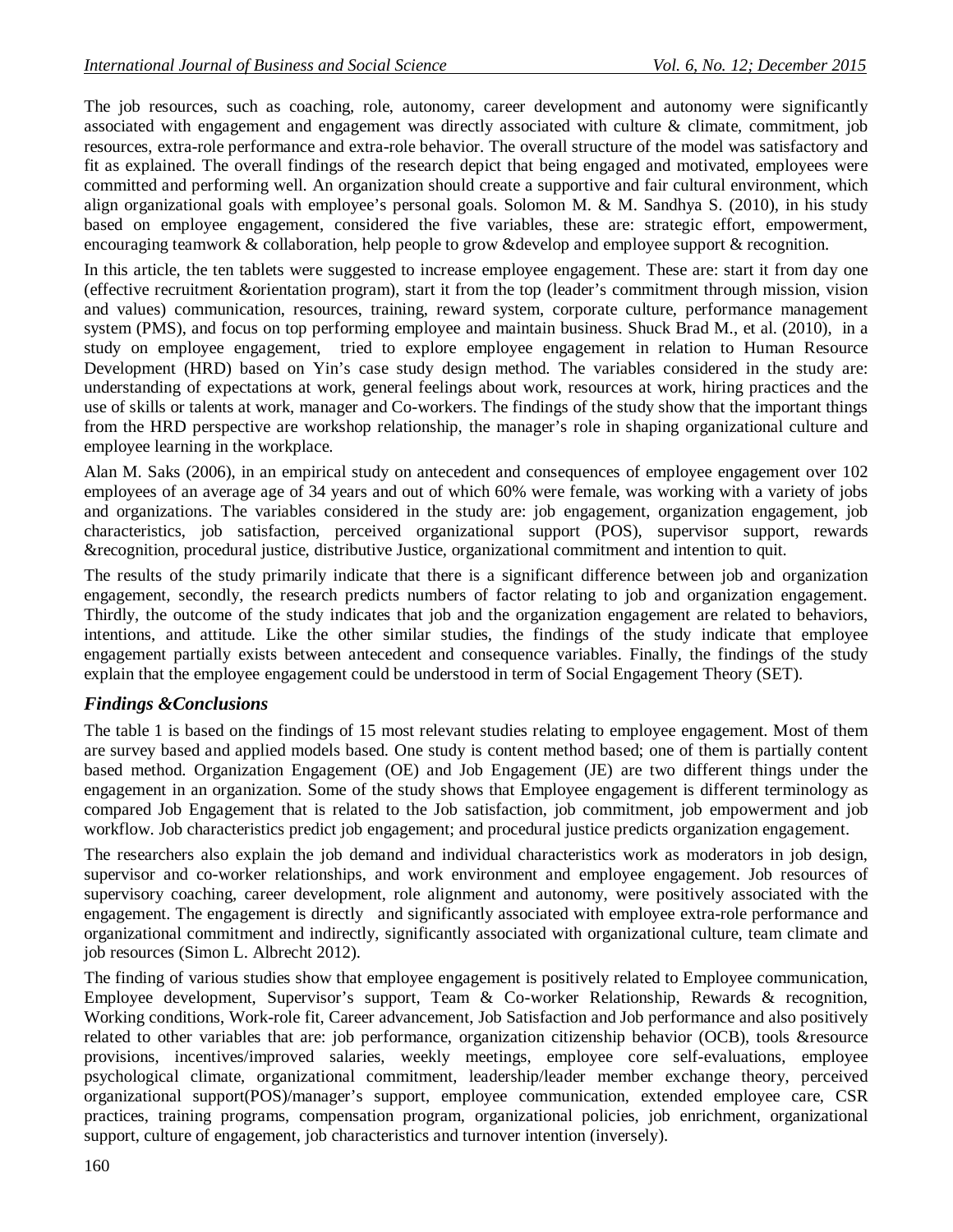The job resources, such as coaching, role, autonomy, career development and autonomy were significantly associated with engagement and engagement was directly associated with culture & climate, commitment, job resources, extra-role performance and extra-role behavior. The overall structure of the model was satisfactory and fit as explained. The overall findings of the research depict that being engaged and motivated, employees were committed and performing well. An organization should create a supportive and fair cultural environment, which align organizational goals with employee's personal goals. Solomon M. & M. Sandhya S. (2010), in his study based on employee engagement, considered the five variables, these are: strategic effort, empowerment, encouraging teamwork & collaboration, help people to grow &develop and employee support & recognition.

In this article, the ten tablets were suggested to increase employee engagement. These are: start it from day one (effective recruitment &orientation program), start it from the top (leader's commitment through mission, vision and values) communication, resources, training, reward system, corporate culture, performance management system (PMS), and focus on top performing employee and maintain business. Shuck Brad M., et al. (2010), in a study on employee engagement, tried to explore employee engagement in relation to Human Resource Development (HRD) based on Yin's case study design method. The variables considered in the study are: understanding of expectations at work, general feelings about work, resources at work, hiring practices and the use of skills or talents at work, manager and Co-workers. The findings of the study show that the important things from the HRD perspective are workshop relationship, the manager's role in shaping organizational culture and employee learning in the workplace.

Alan M. Saks (2006), in an empirical study on antecedent and consequences of employee engagement over 102 employees of an average age of 34 years and out of which 60% were female, was working with a variety of jobs and organizations. The variables considered in the study are: job engagement, organization engagement, job characteristics, job satisfaction, perceived organizational support (POS), supervisor support, rewards &recognition, procedural justice, distributive Justice, organizational commitment and intention to quit.

The results of the study primarily indicate that there is a significant difference between job and organization engagement, secondly, the research predicts numbers of factor relating to job and organization engagement. Thirdly, the outcome of the study indicates that job and the organization engagement are related to behaviors, intentions, and attitude. Like the other similar studies, the findings of the study indicate that employee engagement partially exists between antecedent and consequence variables. Finally, the findings of the study explain that the employee engagement could be understood in term of Social Engagement Theory (SET).

### *Findings &Conclusions*

The table 1 is based on the findings of 15 most relevant studies relating to employee engagement. Most of them are survey based and applied models based. One study is content method based; one of them is partially content based method. Organization Engagement (OE) and Job Engagement (JE) are two different things under the engagement in an organization. Some of the study shows that Employee engagement is different terminology as compared Job Engagement that is related to the Job satisfaction, job commitment, job empowerment and job workflow. Job characteristics predict job engagement; and procedural justice predicts organization engagement.

The researchers also explain the job demand and individual characteristics work as moderators in job design, supervisor and co-worker relationships, and work environment and employee engagement. Job resources of supervisory coaching, career development, role alignment and autonomy, were positively associated with the engagement. The engagement is directly and significantly associated with employee extra-role performance and organizational commitment and indirectly, significantly associated with organizational culture, team climate and job resources (Simon L. Albrecht 2012).

The finding of various studies show that employee engagement is positively related to Employee communication, Employee development, Supervisor's support, Team & Co-worker Relationship, Rewards & recognition, Working conditions, Work-role fit, Career advancement, Job Satisfaction and Job performance and also positively related to other variables that are: job performance, organization citizenship behavior (OCB), tools &resource provisions, incentives/improved salaries, weekly meetings, employee core self-evaluations, employee psychological climate, organizational commitment, leadership/leader member exchange theory, perceived organizational support(POS)/manager's support, employee communication, extended employee care, CSR practices, training programs, compensation program, organizational policies, job enrichment, organizational support, culture of engagement, job characteristics and turnover intention (inversely).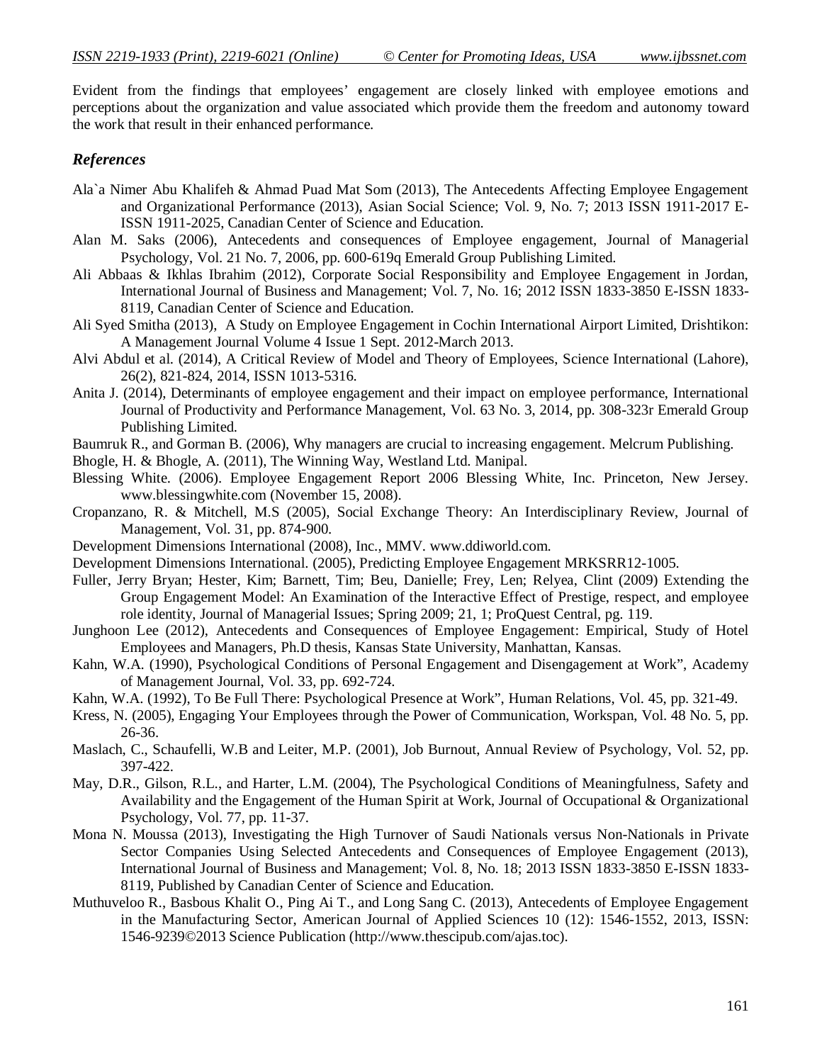Evident from the findings that employees' engagement are closely linked with employee emotions and perceptions about the organization and value associated which provide them the freedom and autonomy toward the work that result in their enhanced performance.

### *References*

Ala`a Nimer Abu Khalifeh & Ahmad Puad Mat Som (2013), The Antecedents Affecting Employee Engagement and Organizational Performance (2013), Asian Social Science; Vol. 9, No. 7; 2013 ISSN 1911-2017 E-ISSN 1911-2025, Canadian Center of Science and Education.

Alan M. Saks (2006), Antecedents and consequences of Employee engagement, Journal of Managerial Psychology, Vol. 21 No. 7, 2006, pp. 600-619q Emerald Group Publishing Limited.

Ali Abbaas & Ikhlas Ibrahim (2012), Corporate Social Responsibility and Employee Engagement in Jordan, International Journal of Business and Management; Vol. 7, No. 16; 2012 ISSN 1833-3850 E-ISSN 1833-8119, Canadian Center of Science and Education.

Ali Syed Smitha (2013), A Study on Employee Engagement in Cochin International Airport Limited, Drishtikon: A Management Journal Volume 4 Issue 1 Sept. 2012-March 2013.

Alvi Abdul et al. (2014), A Critical Review of Model and Theory of Employees, Science International (Lahore), 26(2), 821-824, 2014, ISSN 1013-5316.

Anita J. (2014), Determinants of employee engagement and their impact on employee performance, International Journal of Productivity and Performance Management, Vol. 63 No. 3, 2014, pp. 308-323r Emerald Group Publishing Limited.

Baumruk R., and Gorman B. (2006), Why managers are crucial to increasing engagement. Melcrum Publishing.

Bhogle, H. & Bhogle, A. (2011), The Winning Way, Westland Ltd. Manipal.

Blessing White. (2006). Employee Engagement Report 2006 Blessing White, Inc. Princeton, New Jersey. www.blessingwhite.com (November 15, 2008).

Cropanzano, R. & Mitchell, M.S (2005), Social Exchange Theory: An Interdisciplinary Review, Journal of Management, Vol. 31, pp. 874-900.

Development Dimensions International (2008), Inc., MMV. www.ddiworld.com.

Development Dimensions International. (2005), Predicting Employee Engagement MRKSRR12-1005.

Fuller, Jerry Bryan; Hester, Kim; Barnett, Tim; Beu, Danielle; Frey, Len; Relyea, Clint (2009) Extending the Group Engagement Model: An Examination of the Interactive Effect of Prestige, respect, and employee role identity, Journal of Managerial Issues; Spring 2009; 21, 1; ProQuest Central, pg. 119.

Junghoon Lee (2012), Antecedents and Consequences of Employee Engagement: Empirical, Study of Hotel Employees and Managers, Ph.D thesis, Kansas State University, Manhattan, Kansas.

Kahn, W.A. (1990), Psychological Conditions of Personal Engagement and Disengagement at Work", Academy of Management Journal, Vol. 33, pp. 692-724.

Kahn, W.A. (1992), To Be Full There: Psychological Presence at Work", Human Relations, Vol. 45, pp. 321-49.

Kress, N. (2005), Engaging Your Employees through the Power of Communication, Workspan, Vol. 48 No. 5, pp. 26-36.

Maslach, C., Schaufelli, W.B and Leiter, M.P. (2001), Job Burnout, Annual Review of Psychology, Vol. 52, pp. 397-422.

May, D.R., Gilson, R.L., and Harter, L.M. (2004), The Psychological Conditions of Meaningfulness, Safety and Availability and the Engagement of the Human Spirit at Work, Journal of Occupational & Organizational Psychology, Vol. 77, pp. 11-37.

Mona N. Moussa (2013), Investigating the High Turnover of Saudi Nationals versus Non-Nationals in Private Sector Companies Using Selected Antecedents and Consequences of Employee Engagement (2013), International Journal of Business and Management; Vol. 8, No. 18; 2013 ISSN 1833-3850 E-ISSN 1833-8119, Published by Canadian Center of Science and Education.

Muthuveloo R., Basbous Khalit O., Ping Ai T., and Long Sang C. (2013), Antecedents of Employee Engagement in the Manufacturing Sector, American Journal of Applied Sciences 10 (12): 1546-1552, 2013, ISSN: 1546-9239©2013 Science Publication (http://www.thescipub.com/ajas.toc).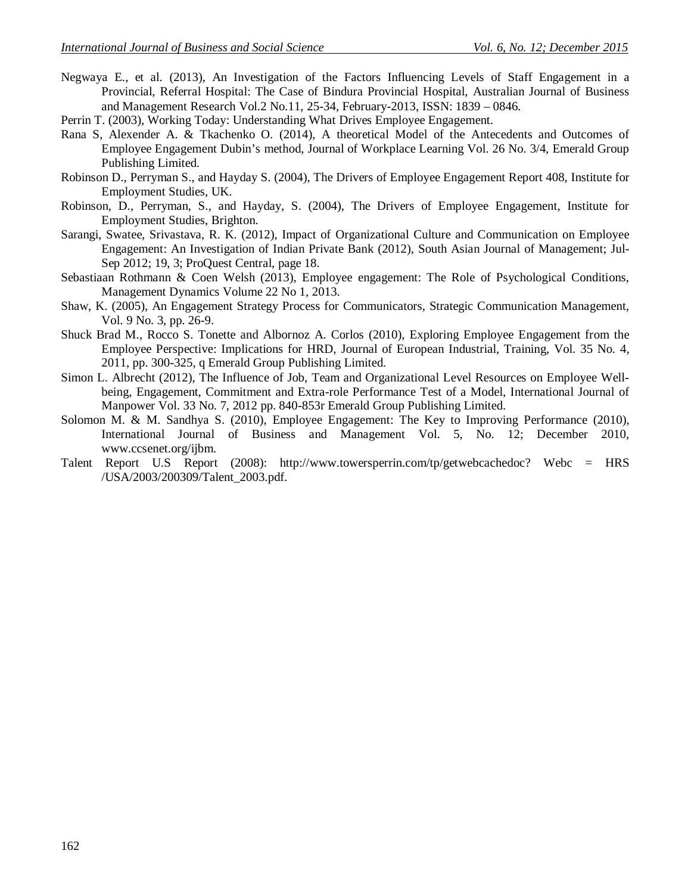Negwaya E., et al. (2013), An Investigation of the Factors Influencing Levels of Staff Engagement in a Provincial, Referral Hospital: The Case of Bindura Provincial Hospital, Australian Journal of Business and Management Research Vol.2 No.11, 25-34, February-2013, ISSN: 1839 – 0846.

Perrin T. (2003), Working Today: Understanding What Drives Employee Engagement.

Rana S, Alexander A. & Tkachenko O. (2014), A theoretical Model of the Antecedents and Outcomes of Employee Engagement Dubin's method, Journal of Workplace Learning Vol. 26 No. 3/4, Emerald Group Publishing Limited.

Robinson D., Perryman S., and Hayday S. (2004), The Drivers of Employee Engagement Report 408, Institute for Employment Studies, UK.

Robinson, D., Perryman, S., and Hayday, S. (2004), The Drivers of Employee Engagement, Institute for Employment Studies, Brighton.

Sarangi, Swatee, Srivastava, R. K. (2012), Impact of Organizational Culture and Communication on Employee Engagement: An Investigation of Indian Private Bank (2012), South Asian Journal of Management; Jul-Sep 2012; 19, 3; ProQuest Central, page 18.

Sebastiaan Rothmann & Coen Welsh (2013), Employee engagement: The Role of Psychological Conditions, Management Dynamics Volume 22 No 1, 2013.

Shaw, K. (2005), An Engagement Strategy Process for Communicators, Strategic Communication Management, Vol. 9 No. 3, pp. 26-9.

Shuck Brad M., Rocco S. Tonette and Albornoz A. Corlos (2010), Exploring Employee Engagement from the Employee Perspective: Implications for HRD, Journal of European Industrial, Training, Vol. 35 No. 4, 2011, pp. 300-325, q Emerald Group Publishing Limited.

Simon L. Albrecht (2012), The Influence of Job, Team and Organizational Level Resources on Employee Well-being, Engagement, Commitment and Extra-role Performance Test of a Model, International Journal of Manpower Vol. 33 No. 7, 2012 pp. 840-853r Emerald Group Publishing Limited.

Solomon M. & M. Sandhya S. (2010), Employee Engagement: The Key to Improving Performance (2010), International Journal of Business and Management Vol. 5, No. 12; December 2010, www.ccsenet.org/ijbm.

Talent Report U.S Report (2008): http://www.towersperrin.com/tp/getwebcachedoc? Webc = HRS /USA/2003/200309/Talent_2003.pdf.